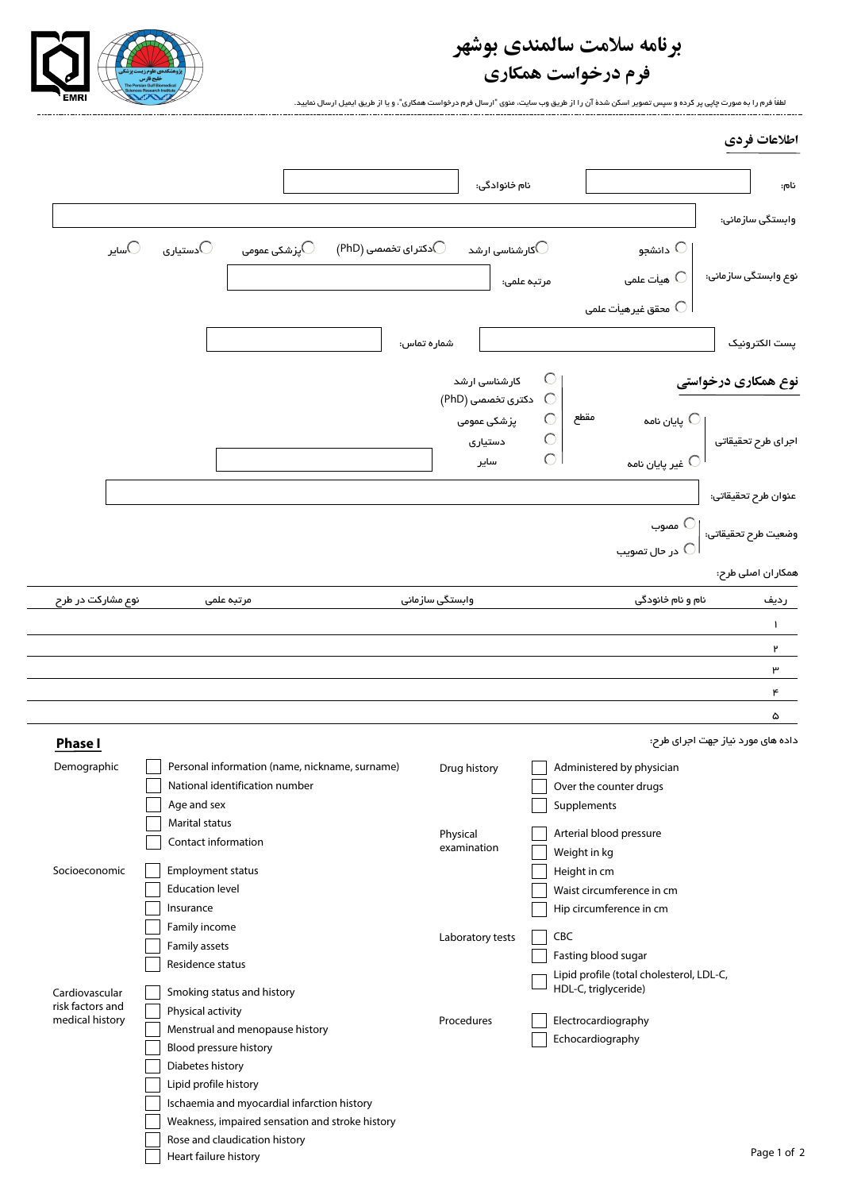# برنامه سلامت سالمندی بوشهر

## فرم درخواست همکاری

لطفاً فرم را به صورت چاپی پر کرده و سپس تصویر اسکن شدهٔ آن را از طریق وب سایت، منوی "ارسال فرم درخواست همکاری"، و یا از طریق ایمیل ارسال نمایید.

---

### اطلاعات فردی

نام: ____________ نام خانوادگی: ____________

وابستگی سازمانی: ____________

نوع وابستگی سازمانی:
- ○ دانشجو — ○ کارشناسی ارشد ○ دکترای تخصصی (PhD) ○ پزشکی عمومی ○ دستیاری ○ سایر
- ○ هیأت علمی — مرتبه علمی: ____________
- ○ محقق غیرهیأت علمی

پست الکترونیک ____________ شماره تماس: ____________

### نوع همکاری درخواستی

اجرای طرح تحقیقاتی
- ○ پایان نامه — مقطع: ○ کارشناسی ارشد ○ دکتری تخصصی (PhD) ○ پزشکی عمومی ○ دستیاری ○ سایر ____________
- ○ غیر پایان نامه

عنوان طرح تحقیقاتی: ____________

وضعیت طرح تحقیقاتی:
- ○ مصوب
- ○ در حال تصویب

همکاران اصلی طرح:

| ردیف | نام و نام خانودگی | وابستگی سازمانی | مرتبه علمی | نوع مشارکت در طرح |
|---|---|---|---|---|
| ۱ | | | | |
| ۲ | | | | |
| ۳ | | | | |
| ۴ | | | | |
| ۵ | | | | |

داده های مورد نیاز جهت اجرای طرح:

## Phase I

**Demographic**
- ☐ Personal information (name, nickname, surname)
- ☐ National identification number
- ☐ Age and sex
- ☐ Marital status
- ☐ Contact information

**Socioeconomic**
- ☐ Employment status
- ☐ Education level
- ☐ Insurance
- ☐ Family income
- ☐ Family assets
- ☐ Residence status

**Cardiovascular risk factors and medical history**
- ☐ Smoking status and history
- ☐ Physical activity
- ☐ Menstrual and menopause history
- ☐ Blood pressure history
- ☐ Diabetes history
- ☐ Lipid profile history
- ☐ Ischaemia and myocardial infarction history
- ☐ Weakness, impaired sensation and stroke history
- ☐ Rose and claudication history
- ☐ Heart failure history

**Drug history**
- ☐ Administered by physician
- ☐ Over the counter drugs
- ☐ Supplements

**Physical examination**
- ☐ Arterial blood pressure
- ☐ Weight in kg
- ☐ Height in cm
- ☐ Waist circumference in cm
- ☐ Hip circumference in cm

**Laboratory tests**
- ☐ CBC
- ☐ Fasting blood sugar
- ☐ Lipid profile (total cholesterol, LDL-C, HDL-C, triglyceride)

**Procedures**
- ☐ Electrocardiography
- ☐ Echocardiography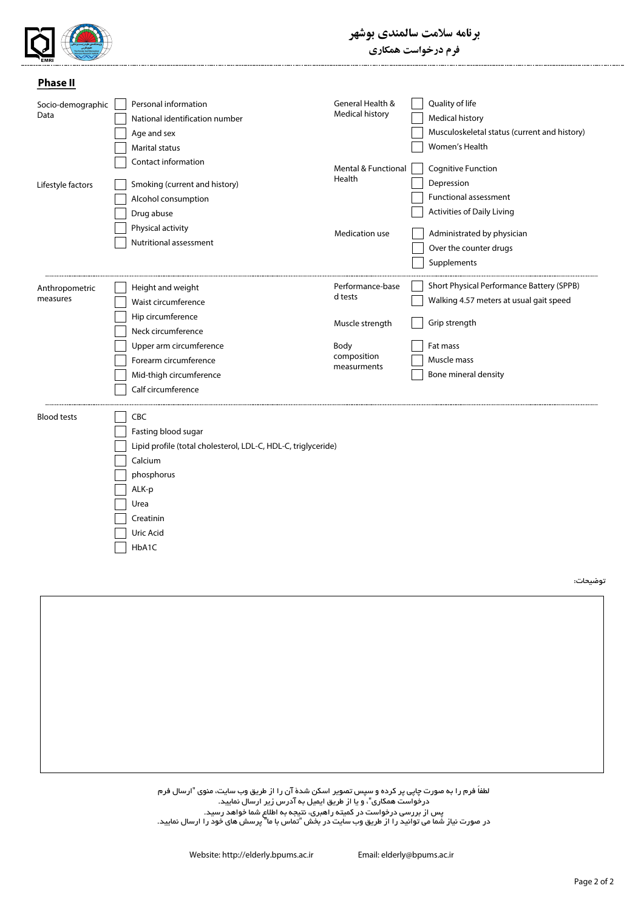# برنامه سلامت سالمندی بوشهر

## فرم درخواست همکاری

### Phase II

**Socio-demographic Data**

- [ ] Personal information
- [ ] National identification number
- [ ] Age and sex
- [ ] Marital status
- [ ] Contact information

**Lifestyle factors**

- [ ] Smoking (current and history)
- [ ] Alcohol consumption
- [ ] Drug abuse
- [ ] Physical activity
- [ ] Nutritional assessment

**General Health & Medical history**

- [ ] Quality of life
- [ ] Medical history
- [ ] Musculoskeletal status (current and history)
- [ ] Women's Health

**Mental & Functional Health**

- [ ] Cognitive Function
- [ ] Depression
- [ ] Functional assessment
- [ ] Activities of Daily Living

**Medication use**

- [ ] Administrated by physician
- [ ] Over the counter drugs
- [ ] Supplements

---

**Anthropometric measures**

- [ ] Height and weight
- [ ] Waist circumference
- [ ] Hip circumference
- [ ] Neck circumference
- [ ] Upper arm circumference
- [ ] Forearm circumference
- [ ] Mid-thigh circumference
- [ ] Calf circumference

**Performance-based tests**

- [ ] Short Physical Performance Battery (SPPB)
- [ ] Walking 4.57 meters at usual gait speed

**Muscle strength**

- [ ] Grip strength

**Body composition measurments**

- [ ] Fat mass
- [ ] Muscle mass
- [ ] Bone mineral density

---

**Blood tests**

- [ ] CBC
- [ ] Fasting blood sugar
- [ ] Lipid profile (total cholesterol, LDL-C, HDL-C, triglyceride)
- [ ] Calcium
- [ ] phosphorus
- [ ] ALK-p
- [ ] Urea
- [ ] Creatinin
- [ ] Uric Acid
- [ ] HbA1C

توضیحات:

لطفاً فرم را به صورت چاپی پر کرده و سپس تصویر اسکن شدهٔ آن را از طریق وب سایت، منوی "ارسال فرم درخواست همکاری"، و یا از طریق ایمیل به آدرس زیر ارسال نمایید.
پس از بررسی درخواست در کمیته راهبری، نتیجه به اطلاع شما خواهد رسید.
در صورت نیاز شما می توانید را از طریق وب سایت در بخش "تماس با ما" پرسش های خود را ارسال نمایید.

Website: http://elderly.bpums.ac.ir

Email: elderly@bpums.ac.ir